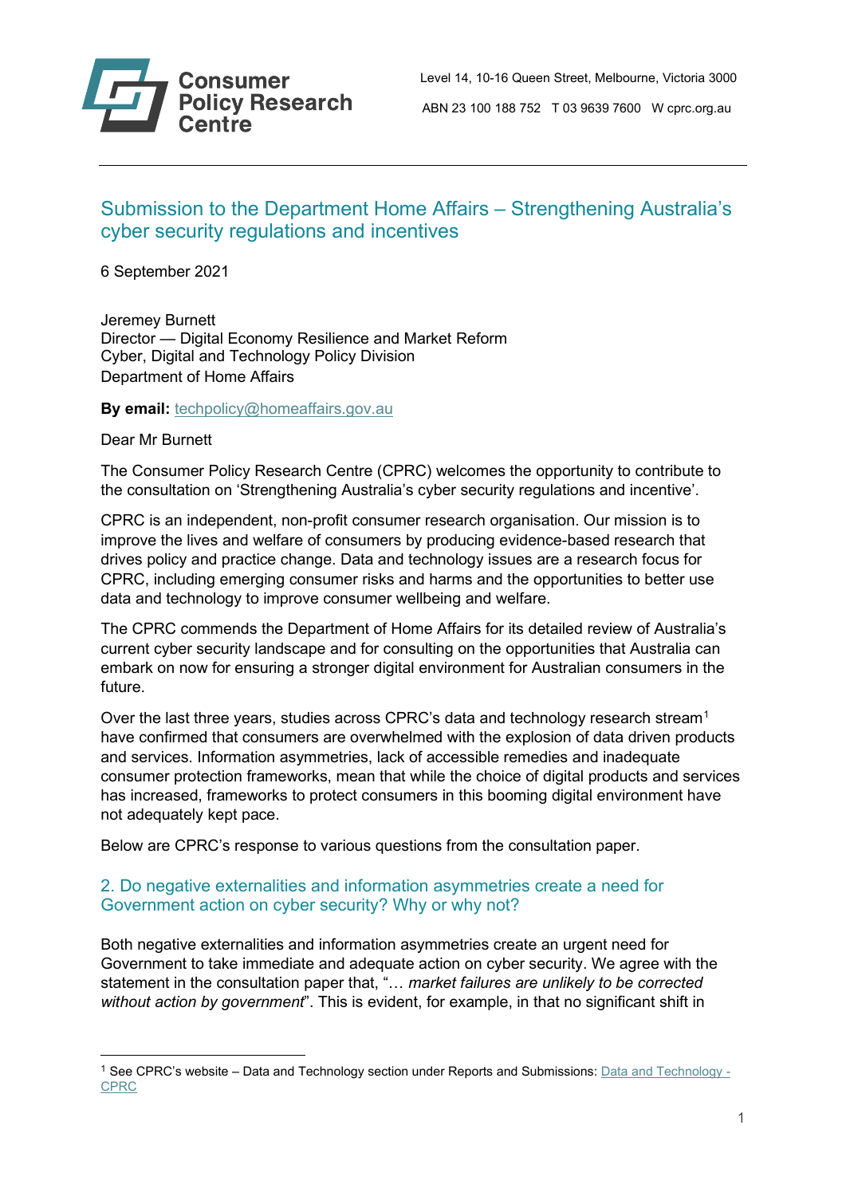Consumer Policy Research Centre

Level 14, 10-16 Queen Street, Melbourne, Victoria 3000

ABN 23 100 188 752 T 03 9639 7600 W cprc.org.au

## Submission to the Department Home Affairs – Strengthening Australia's cyber security regulations and incentives

6 September 2021

Jeremey Burnett
Director — Digital Economy Resilience and Market Reform
Cyber, Digital and Technology Policy Division
Department of Home Affairs

**By email:** techpolicy@homeaffairs.gov.au

Dear Mr Burnett

The Consumer Policy Research Centre (CPRC) welcomes the opportunity to contribute to the consultation on 'Strengthening Australia's cyber security regulations and incentive'.

CPRC is an independent, non-profit consumer research organisation. Our mission is to improve the lives and welfare of consumers by producing evidence-based research that drives policy and practice change. Data and technology issues are a research focus for CPRC, including emerging consumer risks and harms and the opportunities to better use data and technology to improve consumer wellbeing and welfare.

The CPRC commends the Department of Home Affairs for its detailed review of Australia's current cyber security landscape and for consulting on the opportunities that Australia can embark on now for ensuring a stronger digital environment for Australian consumers in the future.

Over the last three years, studies across CPRC's data and technology research stream[1] have confirmed that consumers are overwhelmed with the explosion of data driven products and services. Information asymmetries, lack of accessible remedies and inadequate consumer protection frameworks, mean that while the choice of digital products and services has increased, frameworks to protect consumers in this booming digital environment have not adequately kept pace.

Below are CPRC's response to various questions from the consultation paper.

### 2. Do negative externalities and information asymmetries create a need for Government action on cyber security? Why or why not?

Both negative externalities and information asymmetries create an urgent need for Government to take immediate and adequate action on cyber security. We agree with the statement in the consultation paper that, "… *market failures are unlikely to be corrected without action by government*". This is evident, for example, in that no significant shift in

[1] See CPRC's website – Data and Technology section under Reports and Submissions: Data and Technology - CPRC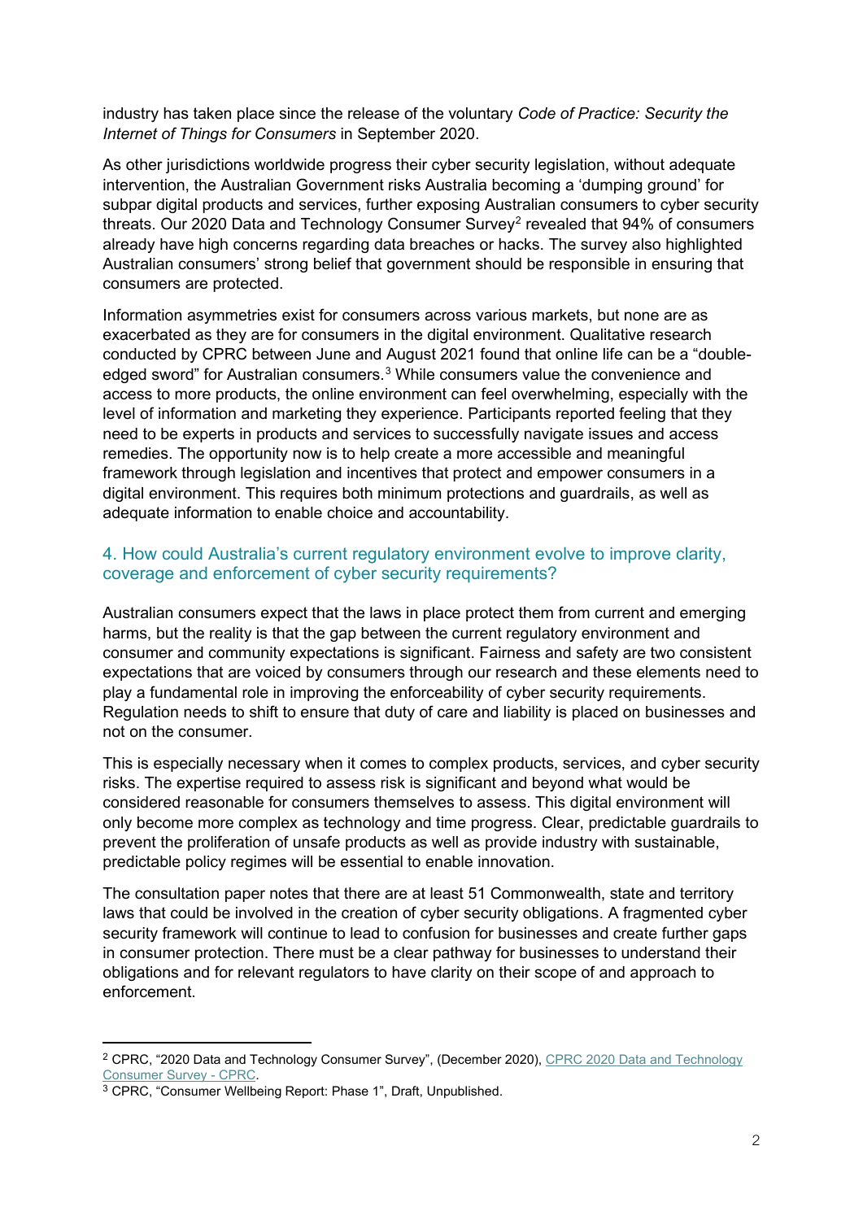industry has taken place since the release of the voluntary *Code of Practice: Security the Internet of Things for Consumers* in September 2020.

As other jurisdictions worldwide progress their cyber security legislation, without adequate intervention, the Australian Government risks Australia becoming a 'dumping ground' for subpar digital products and services, further exposing Australian consumers to cyber security threats. Our 2020 Data and Technology Consumer Survey[2] revealed that 94% of consumers already have high concerns regarding data breaches or hacks. The survey also highlighted Australian consumers' strong belief that government should be responsible in ensuring that consumers are protected.

Information asymmetries exist for consumers across various markets, but none are as exacerbated as they are for consumers in the digital environment. Qualitative research conducted by CPRC between June and August 2021 found that online life can be a "double-edged sword" for Australian consumers.[3] While consumers value the convenience and access to more products, the online environment can feel overwhelming, especially with the level of information and marketing they experience. Participants reported feeling that they need to be experts in products and services to successfully navigate issues and access remedies. The opportunity now is to help create a more accessible and meaningful framework through legislation and incentives that protect and empower consumers in a digital environment. This requires both minimum protections and guardrails, as well as adequate information to enable choice and accountability.

## 4. How could Australia's current regulatory environment evolve to improve clarity, coverage and enforcement of cyber security requirements?

Australian consumers expect that the laws in place protect them from current and emerging harms, but the reality is that the gap between the current regulatory environment and consumer and community expectations is significant. Fairness and safety are two consistent expectations that are voiced by consumers through our research and these elements need to play a fundamental role in improving the enforceability of cyber security requirements. Regulation needs to shift to ensure that duty of care and liability is placed on businesses and not on the consumer.

This is especially necessary when it comes to complex products, services, and cyber security risks. The expertise required to assess risk is significant and beyond what would be considered reasonable for consumers themselves to assess. This digital environment will only become more complex as technology and time progress. Clear, predictable guardrails to prevent the proliferation of unsafe products as well as provide industry with sustainable, predictable policy regimes will be essential to enable innovation.

The consultation paper notes that there are at least 51 Commonwealth, state and territory laws that could be involved in the creation of cyber security obligations. A fragmented cyber security framework will continue to lead to confusion for businesses and create further gaps in consumer protection. There must be a clear pathway for businesses to understand their obligations and for relevant regulators to have clarity on their scope of and approach to enforcement.

---

[2] CPRC, "2020 Data and Technology Consumer Survey", (December 2020), CPRC 2020 Data and Technology Consumer Survey - CPRC.

[3] CPRC, "Consumer Wellbeing Report: Phase 1", Draft, Unpublished.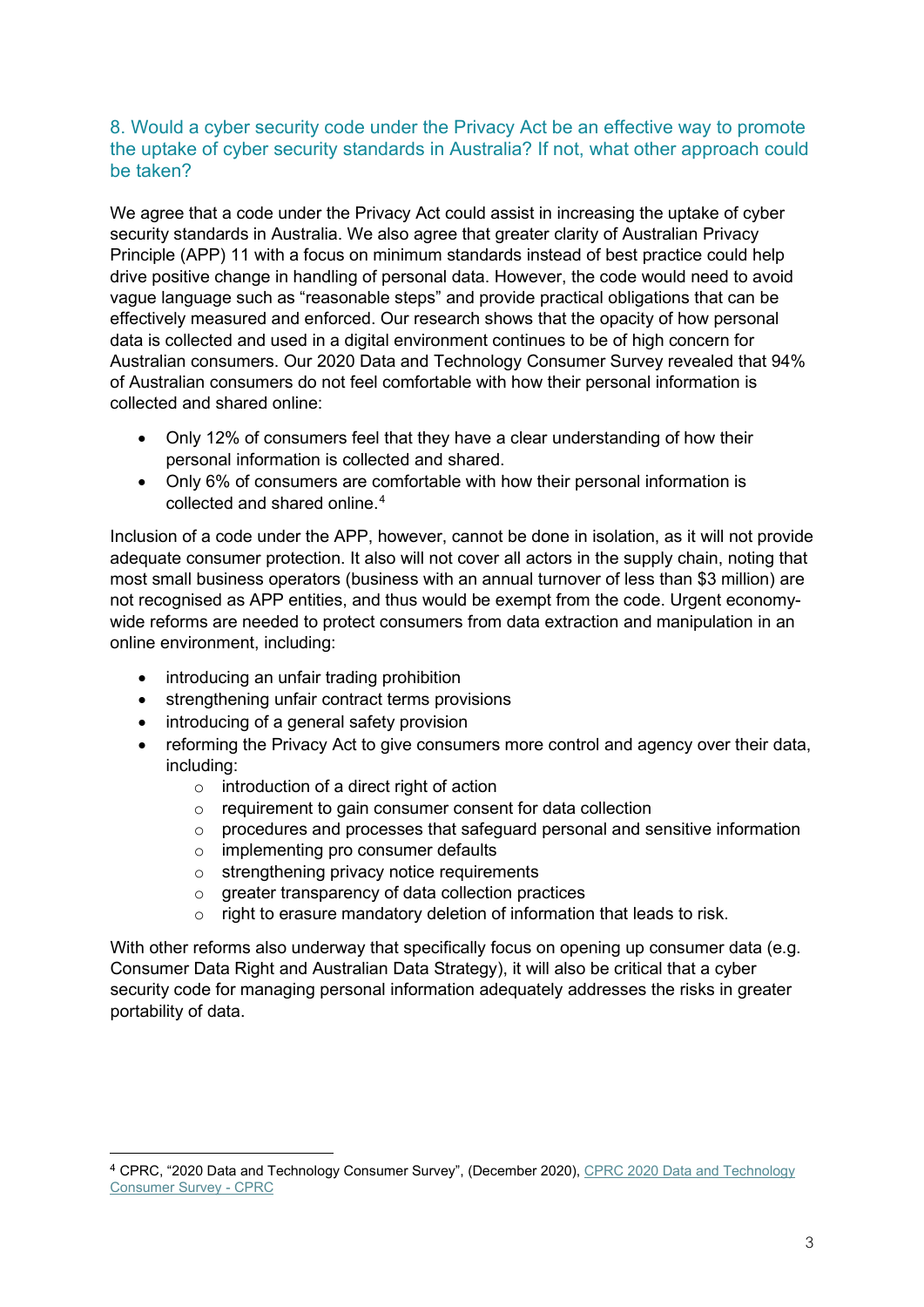## 8. Would a cyber security code under the Privacy Act be an effective way to promote the uptake of cyber security standards in Australia? If not, what other approach could be taken?

We agree that a code under the Privacy Act could assist in increasing the uptake of cyber security standards in Australia. We also agree that greater clarity of Australian Privacy Principle (APP) 11 with a focus on minimum standards instead of best practice could help drive positive change in handling of personal data. However, the code would need to avoid vague language such as "reasonable steps" and provide practical obligations that can be effectively measured and enforced. Our research shows that the opacity of how personal data is collected and used in a digital environment continues to be of high concern for Australian consumers. Our 2020 Data and Technology Consumer Survey revealed that 94% of Australian consumers do not feel comfortable with how their personal information is collected and shared online:

- Only 12% of consumers feel that they have a clear understanding of how their personal information is collected and shared.
- Only 6% of consumers are comfortable with how their personal information is collected and shared online.[4]

Inclusion of a code under the APP, however, cannot be done in isolation, as it will not provide adequate consumer protection. It also will not cover all actors in the supply chain, noting that most small business operators (business with an annual turnover of less than $3 million) are not recognised as APP entities, and thus would be exempt from the code. Urgent economy-wide reforms are needed to protect consumers from data extraction and manipulation in an online environment, including:

- introducing an unfair trading prohibition
- strengthening unfair contract terms provisions
- introducing of a general safety provision
- reforming the Privacy Act to give consumers more control and agency over their data, including:
  - introduction of a direct right of action
  - requirement to gain consumer consent for data collection
  - procedures and processes that safeguard personal and sensitive information
  - implementing pro consumer defaults
  - strengthening privacy notice requirements
  - greater transparency of data collection practices
  - right to erasure mandatory deletion of information that leads to risk.

With other reforms also underway that specifically focus on opening up consumer data (e.g. Consumer Data Right and Australian Data Strategy), it will also be critical that a cyber security code for managing personal information adequately addresses the risks in greater portability of data.

[4] CPRC, "2020 Data and Technology Consumer Survey", (December 2020), CPRC 2020 Data and Technology Consumer Survey - CPRC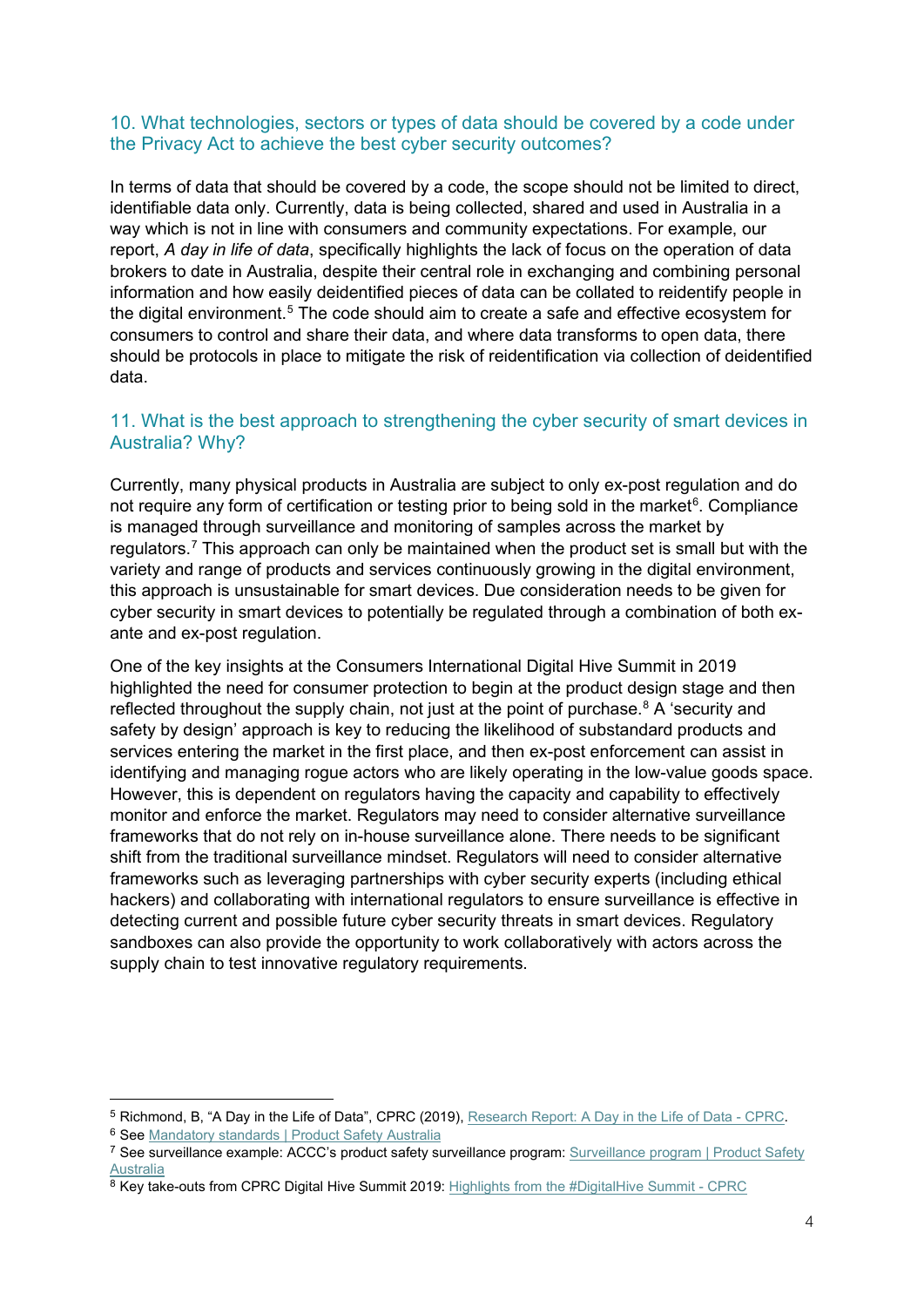## 10. What technologies, sectors or types of data should be covered by a code under the Privacy Act to achieve the best cyber security outcomes?

In terms of data that should be covered by a code, the scope should not be limited to direct, identifiable data only. Currently, data is being collected, shared and used in Australia in a way which is not in line with consumers and community expectations. For example, our report, *A day in life of data*, specifically highlights the lack of focus on the operation of data brokers to date in Australia, despite their central role in exchanging and combining personal information and how easily deidentified pieces of data can be collated to reidentify people in the digital environment.[5] The code should aim to create a safe and effective ecosystem for consumers to control and share their data, and where data transforms to open data, there should be protocols in place to mitigate the risk of reidentification via collection of deidentified data.

## 11. What is the best approach to strengthening the cyber security of smart devices in Australia? Why?

Currently, many physical products in Australia are subject to only ex-post regulation and do not require any form of certification or testing prior to being sold in the market[6]. Compliance is managed through surveillance and monitoring of samples across the market by regulators.[7] This approach can only be maintained when the product set is small but with the variety and range of products and services continuously growing in the digital environment, this approach is unsustainable for smart devices. Due consideration needs to be given for cyber security in smart devices to potentially be regulated through a combination of both ex-ante and ex-post regulation.

One of the key insights at the Consumers International Digital Hive Summit in 2019 highlighted the need for consumer protection to begin at the product design stage and then reflected throughout the supply chain, not just at the point of purchase.[8] A 'security and safety by design' approach is key to reducing the likelihood of substandard products and services entering the market in the first place, and then ex-post enforcement can assist in identifying and managing rogue actors who are likely operating in the low-value goods space. However, this is dependent on regulators having the capacity and capability to effectively monitor and enforce the market. Regulators may need to consider alternative surveillance frameworks that do not rely on in-house surveillance alone. There needs to be significant shift from the traditional surveillance mindset. Regulators will need to consider alternative frameworks such as leveraging partnerships with cyber security experts (including ethical hackers) and collaborating with international regulators to ensure surveillance is effective in detecting current and possible future cyber security threats in smart devices. Regulatory sandboxes can also provide the opportunity to work collaboratively with actors across the supply chain to test innovative regulatory requirements.

---

[5] Richmond, B, "A Day in the Life of Data", CPRC (2019), Research Report: A Day in the Life of Data - CPRC.

[6] See Mandatory standards | Product Safety Australia

[7] See surveillance example: ACCC's product safety surveillance program: Surveillance program | Product Safety Australia

[8] Key take-outs from CPRC Digital Hive Summit 2019: Highlights from the #DigitalHive Summit - CPRC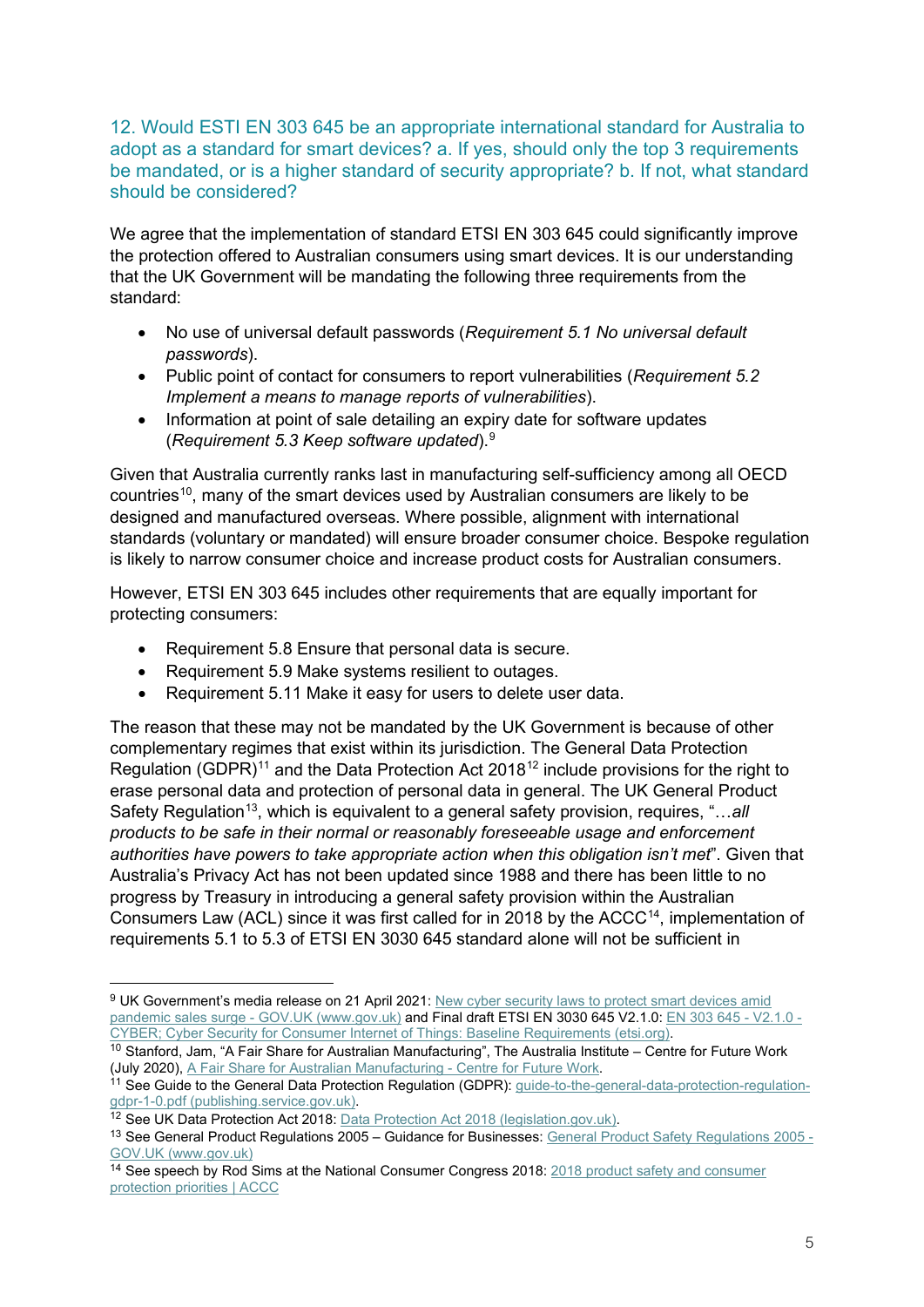## 12. Would ESTI EN 303 645 be an appropriate international standard for Australia to adopt as a standard for smart devices? a. If yes, should only the top 3 requirements be mandated, or is a higher standard of security appropriate? b. If not, what standard should be considered?

We agree that the implementation of standard ETSI EN 303 645 could significantly improve the protection offered to Australian consumers using smart devices. It is our understanding that the UK Government will be mandating the following three requirements from the standard:

- No use of universal default passwords (*Requirement 5.1 No universal default passwords*).
- Public point of contact for consumers to report vulnerabilities (*Requirement 5.2 Implement a means to manage reports of vulnerabilities*).
- Information at point of sale detailing an expiry date for software updates (*Requirement 5.3 Keep software updated*).[9]

Given that Australia currently ranks last in manufacturing self-sufficiency among all OECD countries[10], many of the smart devices used by Australian consumers are likely to be designed and manufactured overseas. Where possible, alignment with international standards (voluntary or mandated) will ensure broader consumer choice. Bespoke regulation is likely to narrow consumer choice and increase product costs for Australian consumers.

However, ETSI EN 303 645 includes other requirements that are equally important for protecting consumers:

- Requirement 5.8 Ensure that personal data is secure.
- Requirement 5.9 Make systems resilient to outages.
- Requirement 5.11 Make it easy for users to delete user data.

The reason that these may not be mandated by the UK Government is because of other complementary regimes that exist within its jurisdiction. The General Data Protection Regulation (GDPR)[11] and the Data Protection Act 2018[12] include provisions for the right to erase personal data and protection of personal data in general. The UK General Product Safety Regulation[13], which is equivalent to a general safety provision, requires, "…*all products to be safe in their normal or reasonably foreseeable usage and enforcement authorities have powers to take appropriate action when this obligation isn't met*". Given that Australia's Privacy Act has not been updated since 1988 and there has been little to no progress by Treasury in introducing a general safety provision within the Australian Consumers Law (ACL) since it was first called for in 2018 by the ACCC[14], implementation of requirements 5.1 to 5.3 of ETSI EN 3030 645 standard alone will not be sufficient in

---

[9] UK Government's media release on 21 April 2021: New cyber security laws to protect smart devices amid pandemic sales surge - GOV.UK (www.gov.uk) and Final draft ETSI EN 3030 645 V2.1.0: EN 303 645 - V2.1.0 - CYBER; Cyber Security for Consumer Internet of Things: Baseline Requirements (etsi.org).

[10] Stanford, Jam, "A Fair Share for Australian Manufacturing", The Australia Institute – Centre for Future Work (July 2020), A Fair Share for Australian Manufacturing - Centre for Future Work.

[11] See Guide to the General Data Protection Regulation (GDPR): guide-to-the-general-data-protection-regulation-gdpr-1-0.pdf (publishing.service.gov.uk).

[12] See UK Data Protection Act 2018: Data Protection Act 2018 (legislation.gov.uk).

[13] See General Product Regulations 2005 – Guidance for Businesses: General Product Safety Regulations 2005 - GOV.UK (www.gov.uk)

[14] See speech by Rod Sims at the National Consumer Congress 2018: 2018 product safety and consumer protection priorities | ACCC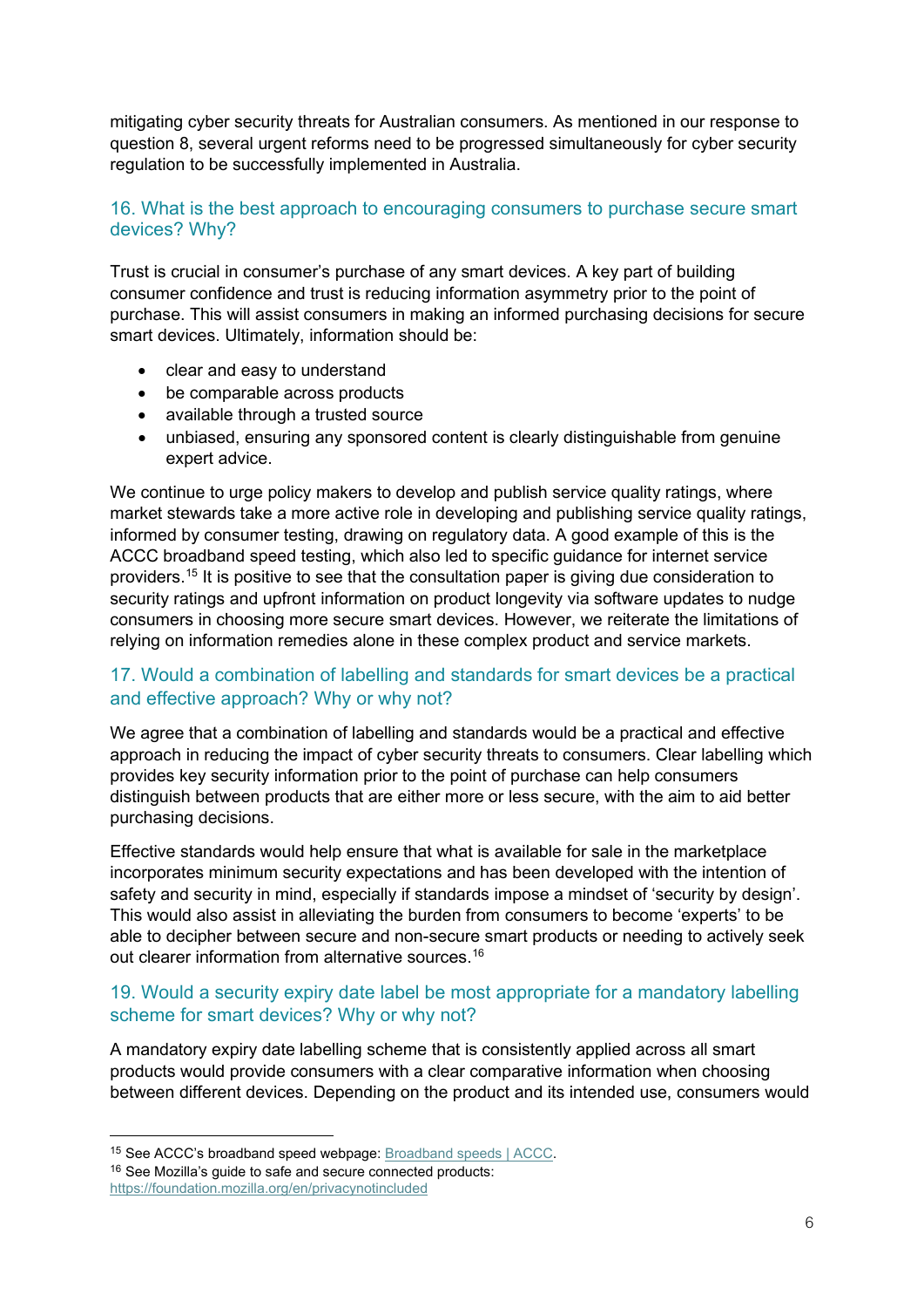mitigating cyber security threats for Australian consumers. As mentioned in our response to question 8, several urgent reforms need to be progressed simultaneously for cyber security regulation to be successfully implemented in Australia.

## 16. What is the best approach to encouraging consumers to purchase secure smart devices? Why?

Trust is crucial in consumer's purchase of any smart devices. A key part of building consumer confidence and trust is reducing information asymmetry prior to the point of purchase. This will assist consumers in making an informed purchasing decisions for secure smart devices. Ultimately, information should be:

- clear and easy to understand
- be comparable across products
- available through a trusted source
- unbiased, ensuring any sponsored content is clearly distinguishable from genuine expert advice.

We continue to urge policy makers to develop and publish service quality ratings, where market stewards take a more active role in developing and publishing service quality ratings, informed by consumer testing, drawing on regulatory data. A good example of this is the ACCC broadband speed testing, which also led to specific guidance for internet service providers.[15] It is positive to see that the consultation paper is giving due consideration to security ratings and upfront information on product longevity via software updates to nudge consumers in choosing more secure smart devices. However, we reiterate the limitations of relying on information remedies alone in these complex product and service markets.

## 17. Would a combination of labelling and standards for smart devices be a practical and effective approach? Why or why not?

We agree that a combination of labelling and standards would be a practical and effective approach in reducing the impact of cyber security threats to consumers. Clear labelling which provides key security information prior to the point of purchase can help consumers distinguish between products that are either more or less secure, with the aim to aid better purchasing decisions.

Effective standards would help ensure that what is available for sale in the marketplace incorporates minimum security expectations and has been developed with the intention of safety and security in mind, especially if standards impose a mindset of 'security by design'. This would also assist in alleviating the burden from consumers to become 'experts' to be able to decipher between secure and non-secure smart products or needing to actively seek out clearer information from alternative sources.[16]

## 19. Would a security expiry date label be most appropriate for a mandatory labelling scheme for smart devices? Why or why not?

A mandatory expiry date labelling scheme that is consistently applied across all smart products would provide consumers with a clear comparative information when choosing between different devices. Depending on the product and its intended use, consumers would

---

[15] See ACCC's broadband speed webpage: [Broadband speeds | ACCC](Broadband speeds | ACCC).

[16] See Mozilla's guide to safe and secure connected products: [https://foundation.mozilla.org/en/privacynotincluded](https://foundation.mozilla.org/en/privacynotincluded)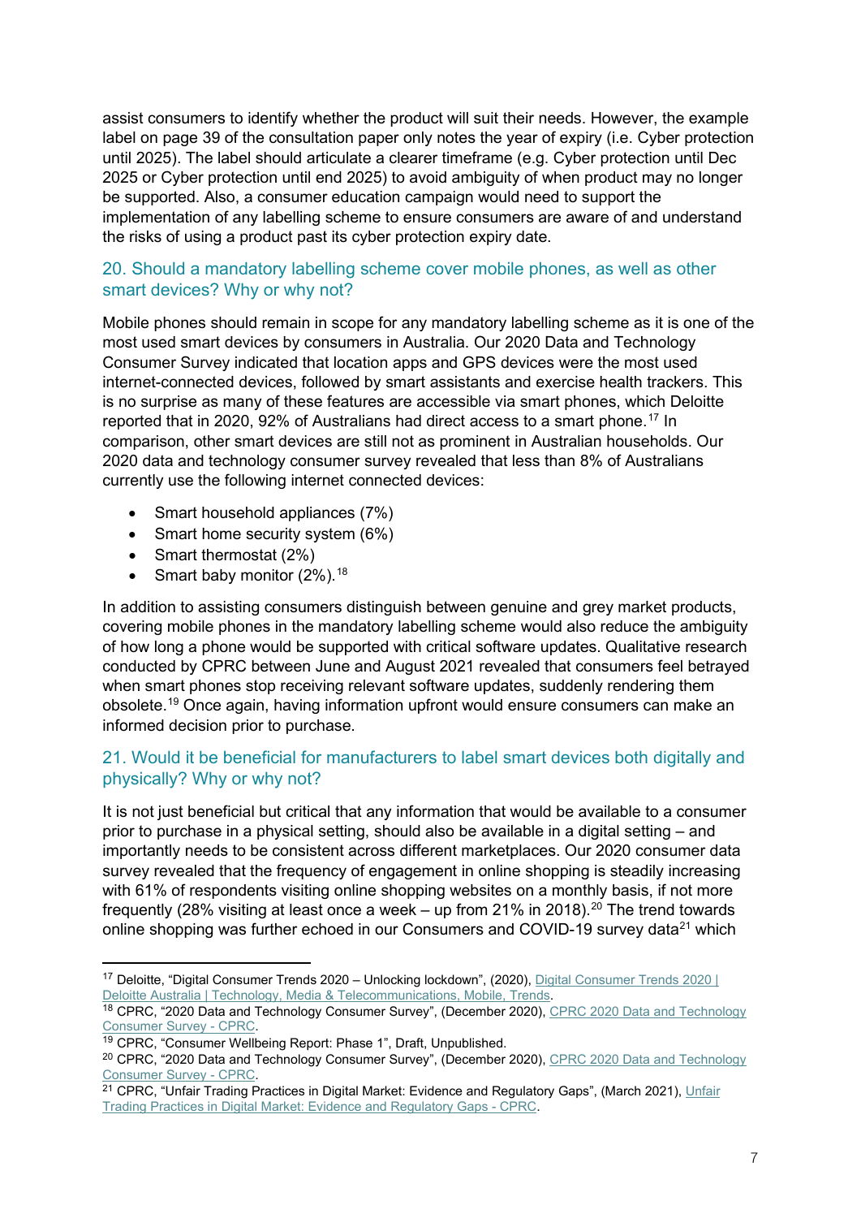assist consumers to identify whether the product will suit their needs. However, the example label on page 39 of the consultation paper only notes the year of expiry (i.e. Cyber protection until 2025). The label should articulate a clearer timeframe (e.g. Cyber protection until Dec 2025 or Cyber protection until end 2025) to avoid ambiguity of when product may no longer be supported. Also, a consumer education campaign would need to support the implementation of any labelling scheme to ensure consumers are aware of and understand the risks of using a product past its cyber protection expiry date.

### 20. Should a mandatory labelling scheme cover mobile phones, as well as other smart devices? Why or why not?

Mobile phones should remain in scope for any mandatory labelling scheme as it is one of the most used smart devices by consumers in Australia. Our 2020 Data and Technology Consumer Survey indicated that location apps and GPS devices were the most used internet-connected devices, followed by smart assistants and exercise health trackers. This is no surprise as many of these features are accessible via smart phones, which Deloitte reported that in 2020, 92% of Australians had direct access to a smart phone.[17] In comparison, other smart devices are still not as prominent in Australian households. Our 2020 data and technology consumer survey revealed that less than 8% of Australians currently use the following internet connected devices:

- Smart household appliances (7%)
- Smart home security system (6%)
- Smart thermostat (2%)
- Smart baby monitor (2%).[18]

In addition to assisting consumers distinguish between genuine and grey market products, covering mobile phones in the mandatory labelling scheme would also reduce the ambiguity of how long a phone would be supported with critical software updates. Qualitative research conducted by CPRC between June and August 2021 revealed that consumers feel betrayed when smart phones stop receiving relevant software updates, suddenly rendering them obsolete.[19] Once again, having information upfront would ensure consumers can make an informed decision prior to purchase.

### 21. Would it be beneficial for manufacturers to label smart devices both digitally and physically? Why or why not?

It is not just beneficial but critical that any information that would be available to a consumer prior to purchase in a physical setting, should also be available in a digital setting – and importantly needs to be consistent across different marketplaces. Our 2020 consumer data survey revealed that the frequency of engagement in online shopping is steadily increasing with 61% of respondents visiting online shopping websites on a monthly basis, if not more frequently (28% visiting at least once a week – up from 21% in 2018).[20] The trend towards online shopping was further echoed in our Consumers and COVID-19 survey data[21] which

---

[17] Deloitte, "Digital Consumer Trends 2020 – Unlocking lockdown", (2020), Digital Consumer Trends 2020 | Deloitte Australia | Technology, Media & Telecommunications, Mobile, Trends.

[18] CPRC, "2020 Data and Technology Consumer Survey", (December 2020), CPRC 2020 Data and Technology Consumer Survey - CPRC.

[19] CPRC, "Consumer Wellbeing Report: Phase 1", Draft, Unpublished.

[20] CPRC, "2020 Data and Technology Consumer Survey", (December 2020), CPRC 2020 Data and Technology Consumer Survey - CPRC.

[21] CPRC, "Unfair Trading Practices in Digital Market: Evidence and Regulatory Gaps", (March 2021), Unfair Trading Practices in Digital Market: Evidence and Regulatory Gaps - CPRC.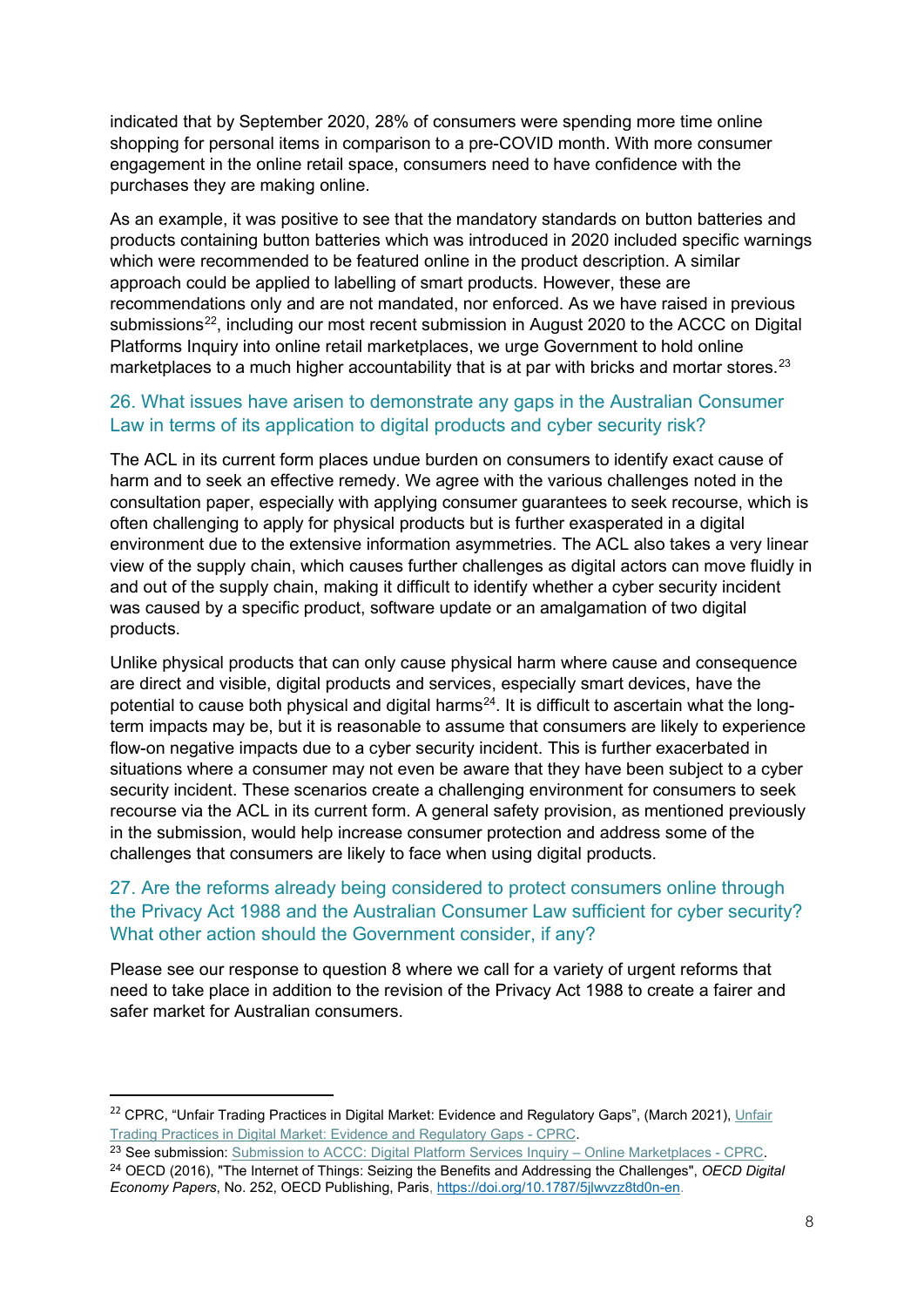indicated that by September 2020, 28% of consumers were spending more time online shopping for personal items in comparison to a pre-COVID month. With more consumer engagement in the online retail space, consumers need to have confidence with the purchases they are making online.

As an example, it was positive to see that the mandatory standards on button batteries and products containing button batteries which was introduced in 2020 included specific warnings which were recommended to be featured online in the product description. A similar approach could be applied to labelling of smart products. However, these are recommendations only and are not mandated, nor enforced. As we have raised in previous submissions[22], including our most recent submission in August 2020 to the ACCC on Digital Platforms Inquiry into online retail marketplaces, we urge Government to hold online marketplaces to a much higher accountability that is at par with bricks and mortar stores.[23]

### 26. What issues have arisen to demonstrate any gaps in the Australian Consumer Law in terms of its application to digital products and cyber security risk?

The ACL in its current form places undue burden on consumers to identify exact cause of harm and to seek an effective remedy. We agree with the various challenges noted in the consultation paper, especially with applying consumer guarantees to seek recourse, which is often challenging to apply for physical products but is further exasperated in a digital environment due to the extensive information asymmetries. The ACL also takes a very linear view of the supply chain, which causes further challenges as digital actors can move fluidly in and out of the supply chain, making it difficult to identify whether a cyber security incident was caused by a specific product, software update or an amalgamation of two digital products.

Unlike physical products that can only cause physical harm where cause and consequence are direct and visible, digital products and services, especially smart devices, have the potential to cause both physical and digital harms[24]. It is difficult to ascertain what the long-term impacts may be, but it is reasonable to assume that consumers are likely to experience flow-on negative impacts due to a cyber security incident. This is further exacerbated in situations where a consumer may not even be aware that they have been subject to a cyber security incident. These scenarios create a challenging environment for consumers to seek recourse via the ACL in its current form. A general safety provision, as mentioned previously in the submission, would help increase consumer protection and address some of the challenges that consumers are likely to face when using digital products.

### 27. Are the reforms already being considered to protect consumers online through the Privacy Act 1988 and the Australian Consumer Law sufficient for cyber security? What other action should the Government consider, if any?

Please see our response to question 8 where we call for a variety of urgent reforms that need to take place in addition to the revision of the Privacy Act 1988 to create a fairer and safer market for Australian consumers.

---

[22] CPRC, "Unfair Trading Practices in Digital Market: Evidence and Regulatory Gaps", (March 2021), Unfair Trading Practices in Digital Market: Evidence and Regulatory Gaps - CPRC.

[23] See submission: Submission to ACCC: Digital Platform Services Inquiry – Online Marketplaces - CPRC.

[24] OECD (2016), "The Internet of Things: Seizing the Benefits and Addressing the Challenges", *OECD Digital Economy Papers*, No. 252, OECD Publishing, Paris, https://doi.org/10.1787/5jlwvzz8td0n-en.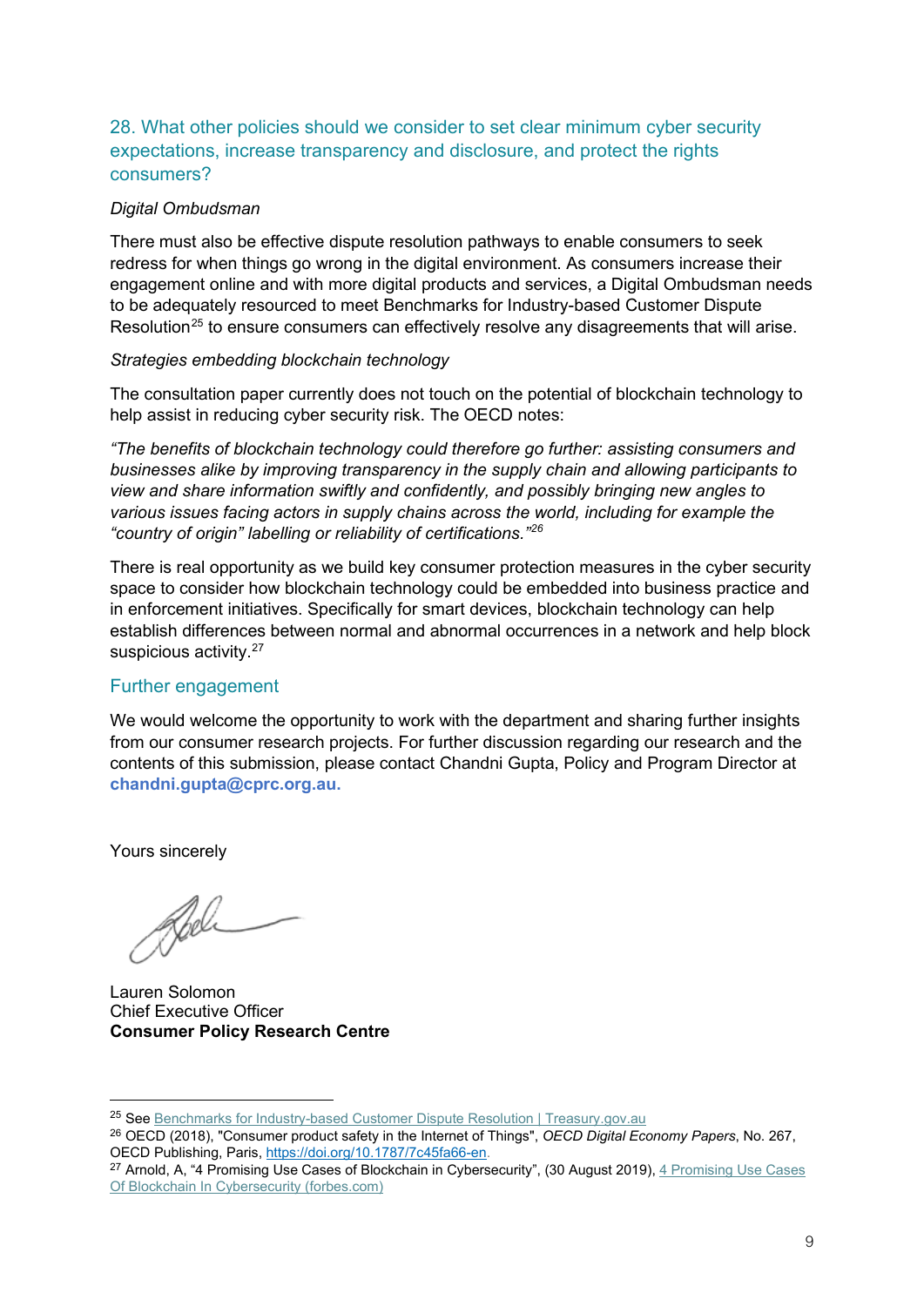### 28. What other policies should we consider to set clear minimum cyber security expectations, increase transparency and disclosure, and protect the rights consumers?

*Digital Ombudsman*

There must also be effective dispute resolution pathways to enable consumers to seek redress for when things go wrong in the digital environment. As consumers increase their engagement online and with more digital products and services, a Digital Ombudsman needs to be adequately resourced to meet Benchmarks for Industry-based Customer Dispute Resolution[25] to ensure consumers can effectively resolve any disagreements that will arise.

*Strategies embedding blockchain technology*

The consultation paper currently does not touch on the potential of blockchain technology to help assist in reducing cyber security risk. The OECD notes:

*"The benefits of blockchain technology could therefore go further: assisting consumers and businesses alike by improving transparency in the supply chain and allowing participants to view and share information swiftly and confidently, and possibly bringing new angles to various issues facing actors in supply chains across the world, including for example the "country of origin" labelling or reliability of certifications."[26]*

There is real opportunity as we build key consumer protection measures in the cyber security space to consider how blockchain technology could be embedded into business practice and in enforcement initiatives. Specifically for smart devices, blockchain technology can help establish differences between normal and abnormal occurrences in a network and help block suspicious activity.[27]

## Further engagement

We would welcome the opportunity to work with the department and sharing further insights from our consumer research projects. For further discussion regarding our research and the contents of this submission, please contact Chandni Gupta, Policy and Program Director at **chandni.gupta@cprc.org.au.**

Yours sincerely

Lauren Solomon
Chief Executive Officer
**Consumer Policy Research Centre**

---

[25] See Benchmarks for Industry-based Customer Dispute Resolution | Treasury.gov.au

[26] OECD (2018), "Consumer product safety in the Internet of Things", *OECD Digital Economy Papers*, No. 267, OECD Publishing, Paris, https://doi.org/10.1787/7c45fa66-en.

[27] Arnold, A, "4 Promising Use Cases of Blockchain in Cybersecurity", (30 August 2019), 4 Promising Use Cases Of Blockchain In Cybersecurity (forbes.com)